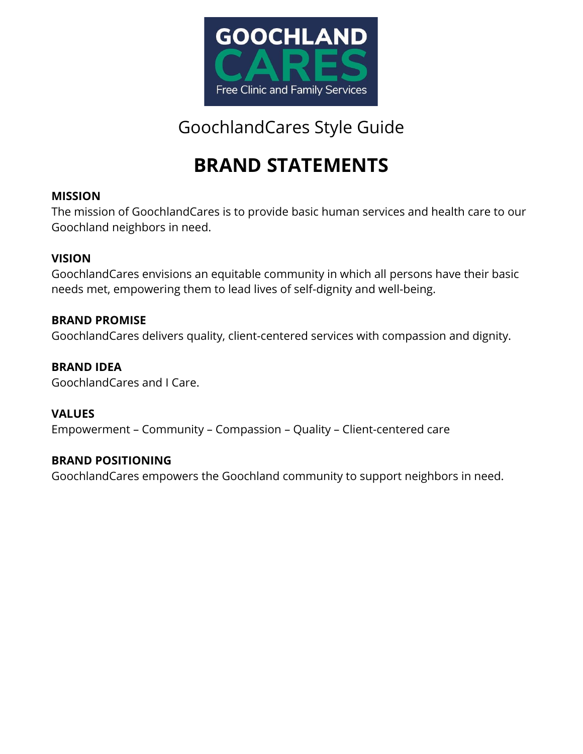GOOCHLAND CARES
Free Clinic and Family Services

GoochlandCares Style Guide

# BRAND STATEMENTS

**MISSION**
The mission of GoochlandCares is to provide basic human services and health care to our Goochland neighbors in need.

**VISION**
GoochlandCares envisions an equitable community in which all persons have their basic needs met, empowering them to lead lives of self-dignity and well-being.

**BRAND PROMISE**
GoochlandCares delivers quality, client-centered services with compassion and dignity.

**BRAND IDEA**
GoochlandCares and I Care.

**VALUES**
Empowerment – Community – Compassion – Quality – Client-centered care

**BRAND POSITIONING**
GoochlandCares empowers the Goochland community to support neighbors in need.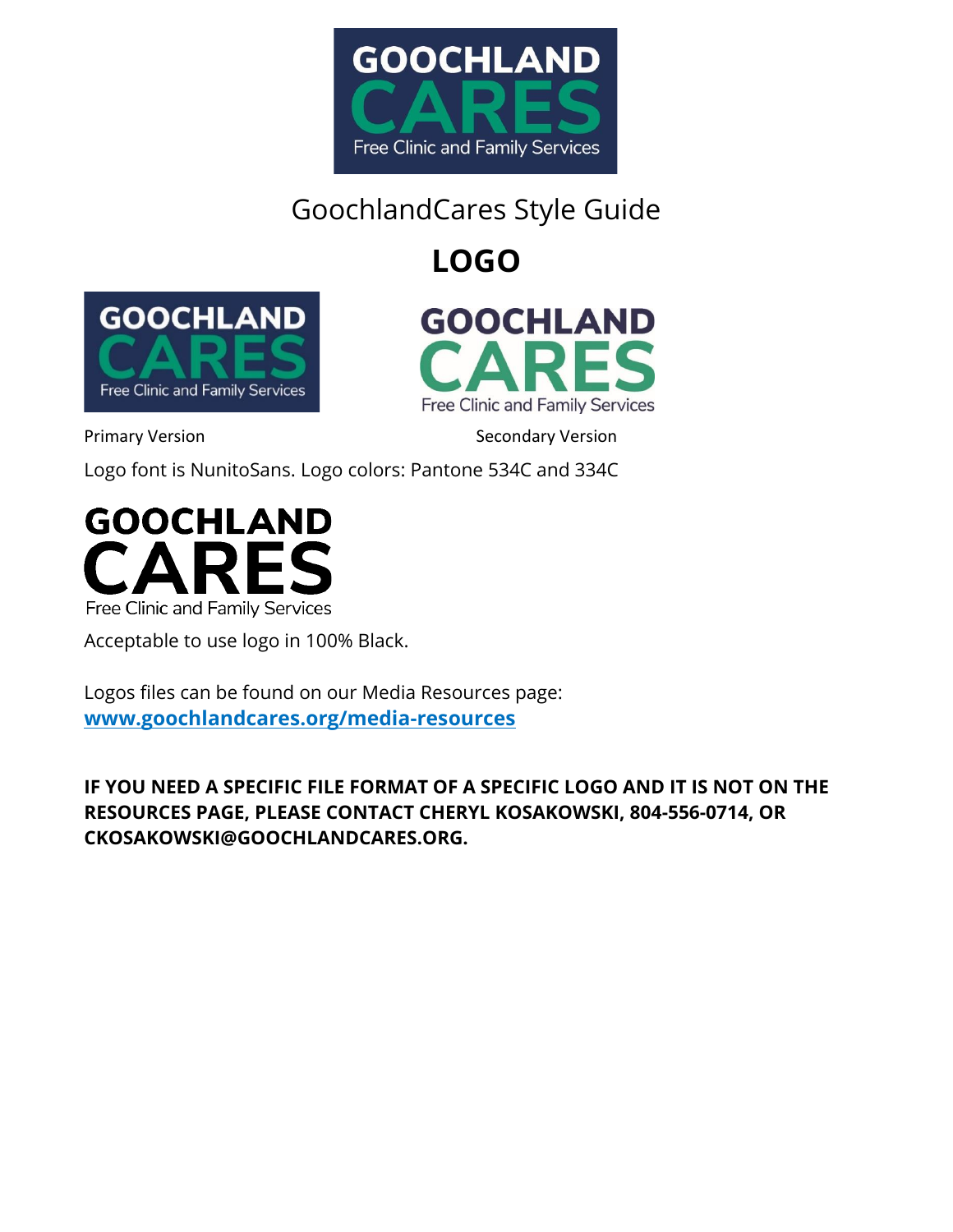GOOCHLAND CARES
Free Clinic and Family Services

# GoochlandCares Style Guide

## LOGO

GOOCHLAND CARES
Free Clinic and Family Services

Primary Version

GOOCHLAND CARES
Free Clinic and Family Services

Secondary Version

Logo font is NunitoSans. Logo colors: Pantone 534C and 334C

GOOCHLAND CARES
Free Clinic and Family Services

Acceptable to use logo in 100% Black.

Logos files can be found on our Media Resources page:
**[www.goochlandcares.org/media-resources](http://www.goochlandcares.org/media-resources)**

**IF YOU NEED A SPECIFIC FILE FORMAT OF A SPECIFIC LOGO AND IT IS NOT ON THE RESOURCES PAGE, PLEASE CONTACT CHERYL KOSAKOWSKI, 804-556-0714, OR CKOSAKOWSKI@GOOCHLANDCARES.ORG.**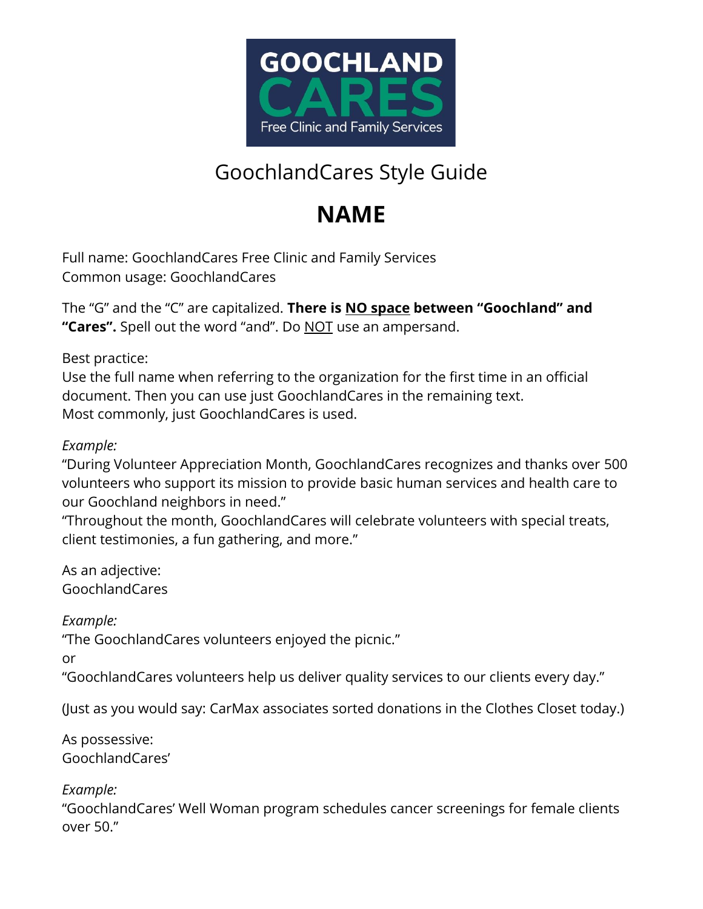GoochlandCares Style Guide

# NAME

Full name: GoochlandCares Free Clinic and Family Services
Common usage: GoochlandCares

The "G" and the "C" are capitalized. **There is <u>NO space</u> between "Goochland" and "Cares".** Spell out the word "and". Do <u>NOT</u> use an ampersand.

Best practice:
Use the full name when referring to the organization for the first time in an official document. Then you can use just GoochlandCares in the remaining text.
Most commonly, just GoochlandCares is used.

*Example:*
"During Volunteer Appreciation Month, GoochlandCares recognizes and thanks over 500 volunteers who support its mission to provide basic human services and health care to our Goochland neighbors in need."
"Throughout the month, GoochlandCares will celebrate volunteers with special treats, client testimonies, a fun gathering, and more."

As an adjective:
GoochlandCares

*Example:*
"The GoochlandCares volunteers enjoyed the picnic."
or
"GoochlandCares volunteers help us deliver quality services to our clients every day."

(Just as you would say: CarMax associates sorted donations in the Clothes Closet today.)

As possessive:
GoochlandCares'

*Example:*
"GoochlandCares' Well Woman program schedules cancer screenings for female clients over 50."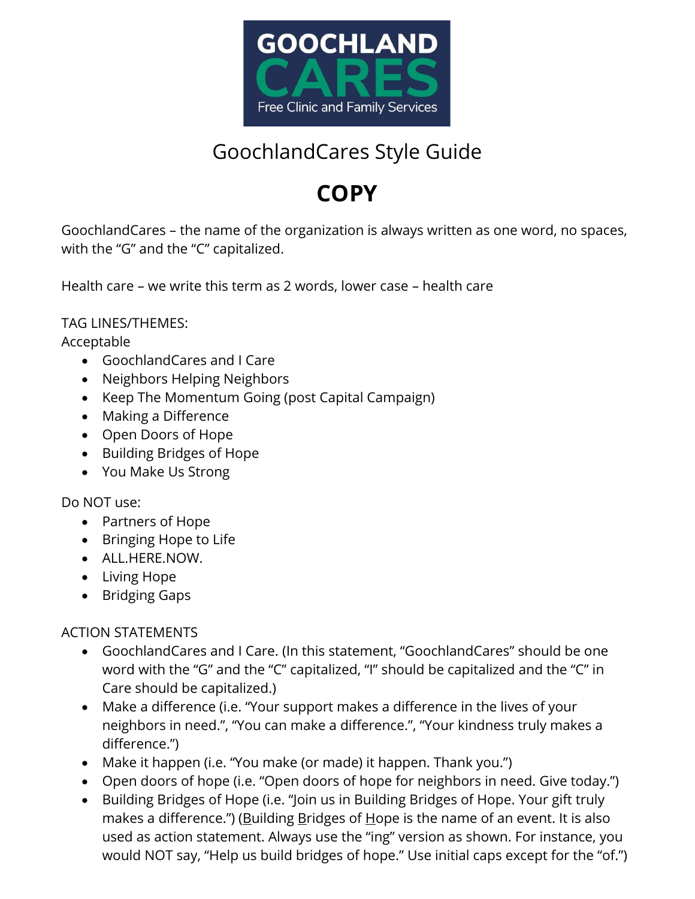# GoochlandCares Style Guide

## COPY

GoochlandCares – the name of the organization is always written as one word, no spaces, with the "G" and the "C" capitalized.

Health care – we write this term as 2 words, lower case – health care

TAG LINES/THEMES:
Acceptable

- GoochlandCares and I Care
- Neighbors Helping Neighbors
- Keep The Momentum Going (post Capital Campaign)
- Making a Difference
- Open Doors of Hope
- Building Bridges of Hope
- You Make Us Strong

Do NOT use:

- Partners of Hope
- Bringing Hope to Life
- ALL.HERE.NOW.
- Living Hope
- Bridging Gaps

ACTION STATEMENTS

- GoochlandCares and I Care. (In this statement, "GoochlandCares" should be one word with the "G" and the "C" capitalized, "I" should be capitalized and the "C" in Care should be capitalized.)
- Make a difference (i.e. "Your support makes a difference in the lives of your neighbors in need.", "You can make a difference.", "Your kindness truly makes a difference.")
- Make it happen (i.e. "You make (or made) it happen. Thank you.")
- Open doors of hope (i.e. "Open doors of hope for neighbors in need. Give today.")
- Building Bridges of Hope (i.e. "Join us in Building Bridges of Hope. Your gift truly makes a difference.") (<u>B</u>uilding <u>B</u>ridges of <u>H</u>ope is the name of an event. It is also used as action statement. Always use the "ing" version as shown. For instance, you would NOT say, "Help us build bridges of hope." Use initial caps except for the "of.")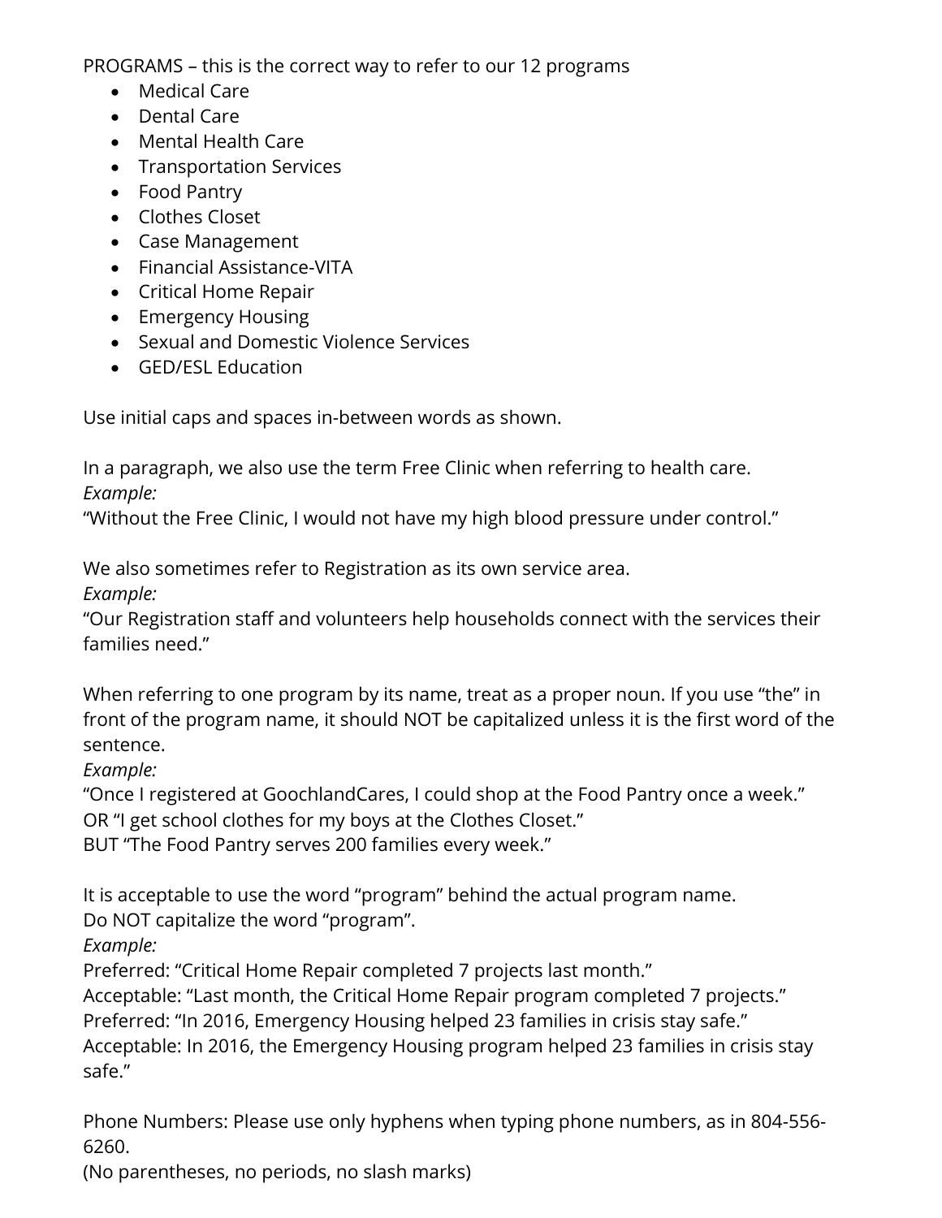PROGRAMS – this is the correct way to refer to our 12 programs

- Medical Care
- Dental Care
- Mental Health Care
- Transportation Services
- Food Pantry
- Clothes Closet
- Case Management
- Financial Assistance-VITA
- Critical Home Repair
- Emergency Housing
- Sexual and Domestic Violence Services
- GED/ESL Education

Use initial caps and spaces in-between words as shown.

In a paragraph, we also use the term Free Clinic when referring to health care.
*Example:*
"Without the Free Clinic, I would not have my high blood pressure under control."

We also sometimes refer to Registration as its own service area.
*Example:*
"Our Registration staff and volunteers help households connect with the services their families need."

When referring to one program by its name, treat as a proper noun. If you use "the" in front of the program name, it should NOT be capitalized unless it is the first word of the sentence.
*Example:*
"Once I registered at GoochlandCares, I could shop at the Food Pantry once a week."
OR "I get school clothes for my boys at the Clothes Closet."
BUT "The Food Pantry serves 200 families every week."

It is acceptable to use the word "program" behind the actual program name.
Do NOT capitalize the word "program".
*Example:*
Preferred: "Critical Home Repair completed 7 projects last month."
Acceptable: "Last month, the Critical Home Repair program completed 7 projects."
Preferred: "In 2016, Emergency Housing helped 23 families in crisis stay safe."
Acceptable: In 2016, the Emergency Housing program helped 23 families in crisis stay safe."

Phone Numbers: Please use only hyphens when typing phone numbers, as in 804-556-6260.
(No parentheses, no periods, no slash marks)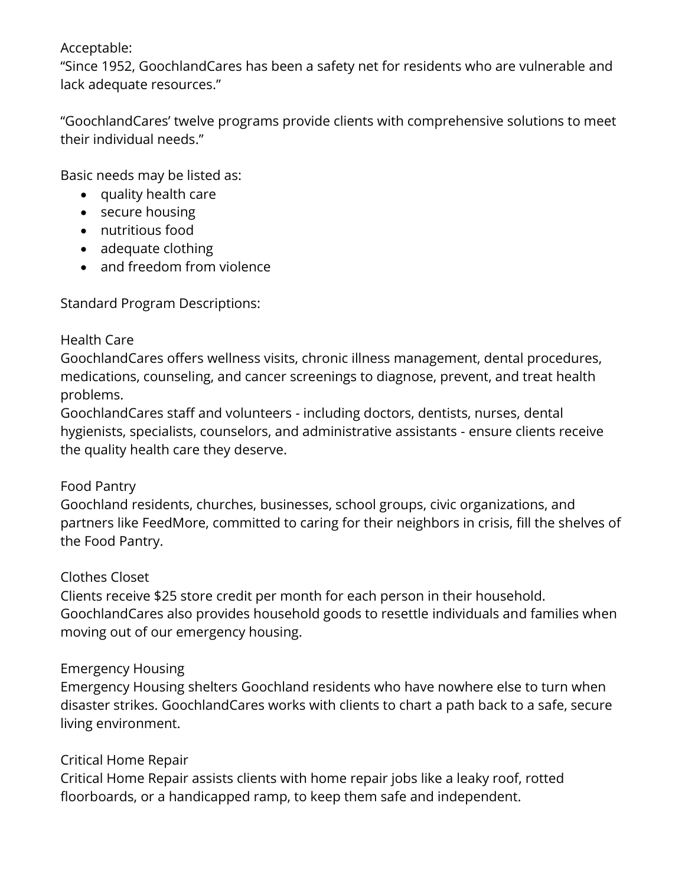Acceptable:

"Since 1952, GoochlandCares has been a safety net for residents who are vulnerable and lack adequate resources."

"GoochlandCares' twelve programs provide clients with comprehensive solutions to meet their individual needs."

Basic needs may be listed as:

- quality health care
- secure housing
- nutritious food
- adequate clothing
- and freedom from violence

Standard Program Descriptions:

Health Care

GoochlandCares offers wellness visits, chronic illness management, dental procedures, medications, counseling, and cancer screenings to diagnose, prevent, and treat health problems.

GoochlandCares staff and volunteers - including doctors, dentists, nurses, dental hygienists, specialists, counselors, and administrative assistants - ensure clients receive the quality health care they deserve.

Food Pantry

Goochland residents, churches, businesses, school groups, civic organizations, and partners like FeedMore, committed to caring for their neighbors in crisis, fill the shelves of the Food Pantry.

Clothes Closet

Clients receive $25 store credit per month for each person in their household. GoochlandCares also provides household goods to resettle individuals and families when moving out of our emergency housing.

Emergency Housing

Emergency Housing shelters Goochland residents who have nowhere else to turn when disaster strikes. GoochlandCares works with clients to chart a path back to a safe, secure living environment.

Critical Home Repair

Critical Home Repair assists clients with home repair jobs like a leaky roof, rotted floorboards, or a handicapped ramp, to keep them safe and independent.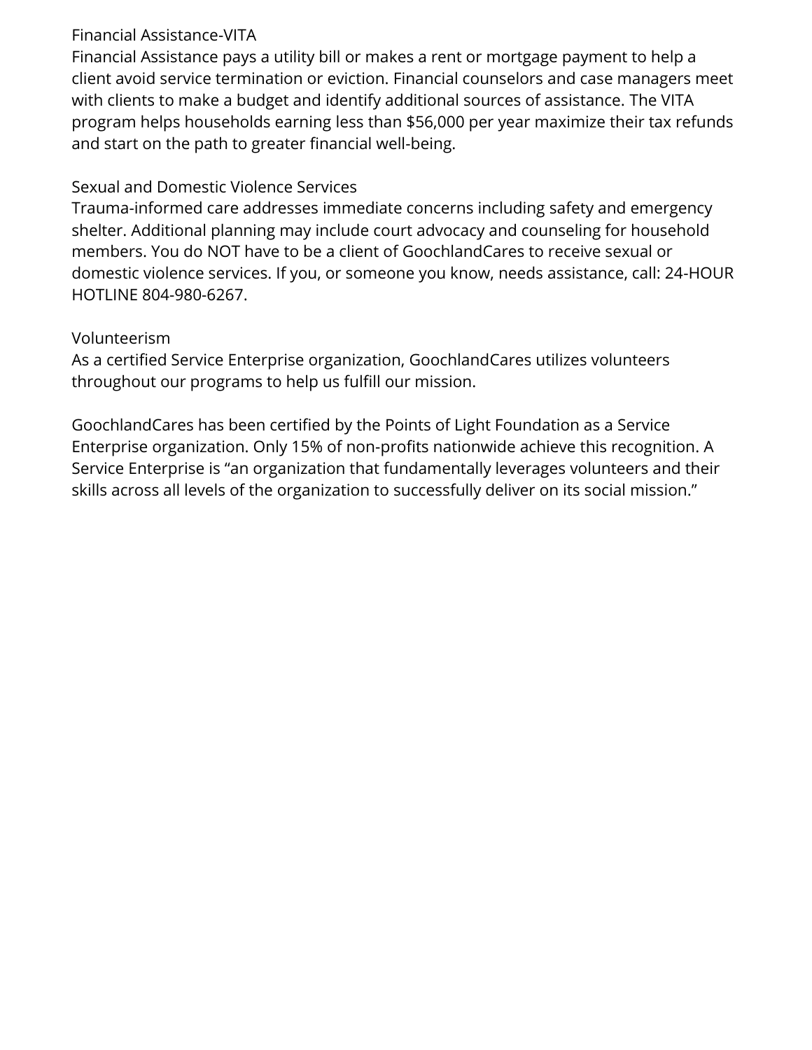## Financial Assistance-VITA

Financial Assistance pays a utility bill or makes a rent or mortgage payment to help a client avoid service termination or eviction. Financial counselors and case managers meet with clients to make a budget and identify additional sources of assistance. The VITA program helps households earning less than $56,000 per year maximize their tax refunds and start on the path to greater financial well-being.

## Sexual and Domestic Violence Services

Trauma-informed care addresses immediate concerns including safety and emergency shelter. Additional planning may include court advocacy and counseling for household members. You do NOT have to be a client of GoochlandCares to receive sexual or domestic violence services. If you, or someone you know, needs assistance, call: 24-HOUR HOTLINE 804-980-6267.

## Volunteerism

As a certified Service Enterprise organization, GoochlandCares utilizes volunteers throughout our programs to help us fulfill our mission.

GoochlandCares has been certified by the Points of Light Foundation as a Service Enterprise organization. Only 15% of non-profits nationwide achieve this recognition. A Service Enterprise is “an organization that fundamentally leverages volunteers and their skills across all levels of the organization to successfully deliver on its social mission.”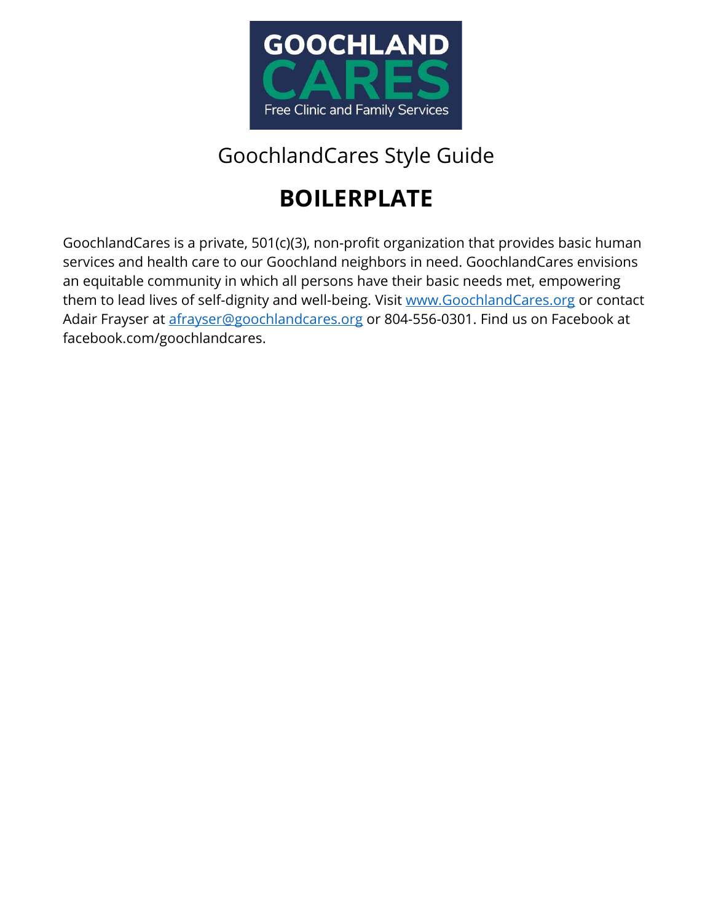GOOCHLAND
CARES
Free Clinic and Family Services

GoochlandCares Style Guide

# BOILERPLATE

GoochlandCares is a private, 501(c)(3), non-profit organization that provides basic human services and health care to our Goochland neighbors in need. GoochlandCares envisions an equitable community in which all persons have their basic needs met, empowering them to lead lives of self-dignity and well-being. Visit [www.GoochlandCares.org](http://www.GoochlandCares.org) or contact Adair Frayser at [afrayser@goochlandcares.org](mailto:afrayser@goochlandcares.org) or 804-556-0301. Find us on Facebook at facebook.com/goochlandcares.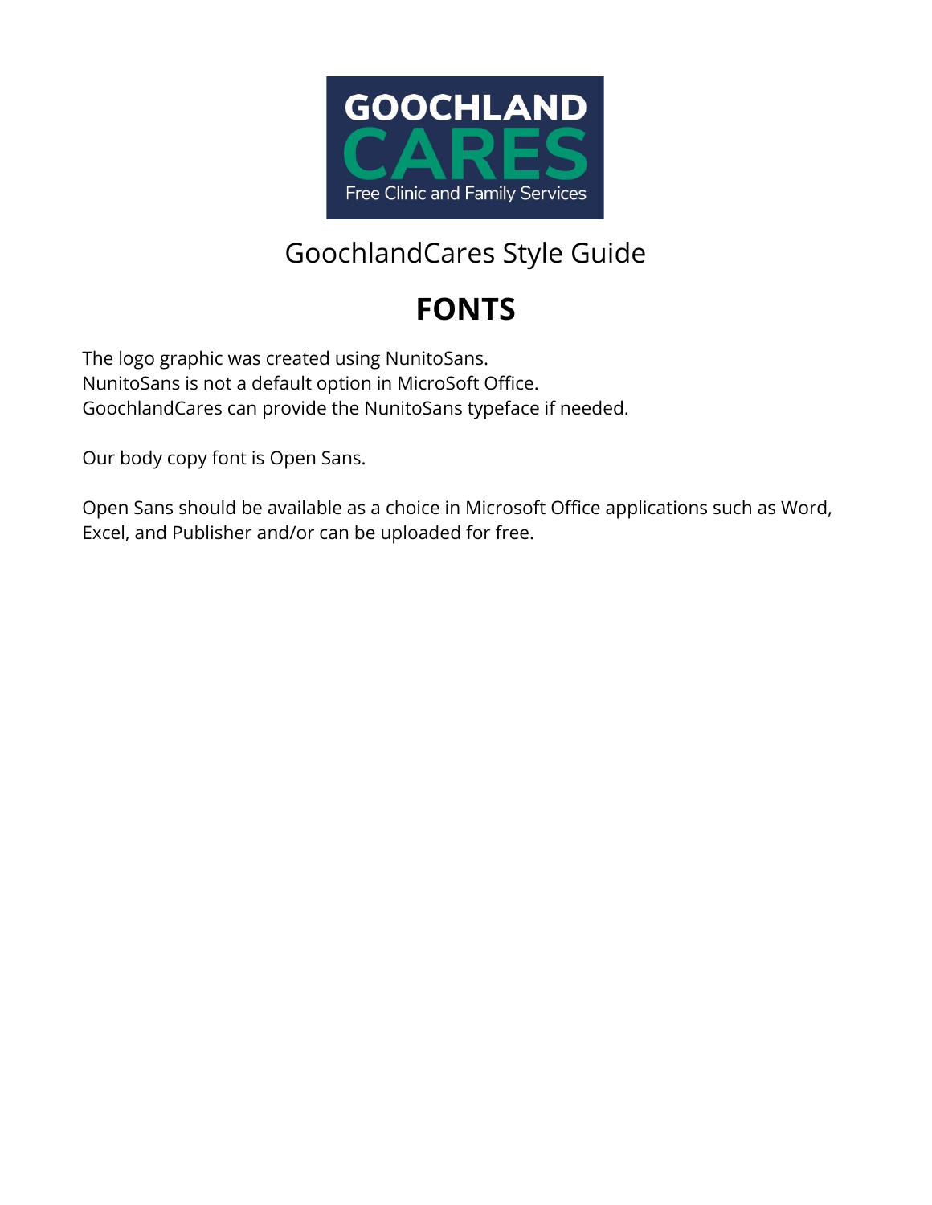GoochlandCares Style Guide

# FONTS

The logo graphic was created using NunitoSans.
NunitoSans is not a default option in MicroSoft Office.
GoochlandCares can provide the NunitoSans typeface if needed.

Our body copy font is Open Sans.

Open Sans should be available as a choice in Microsoft Office applications such as Word, Excel, and Publisher and/or can be uploaded for free.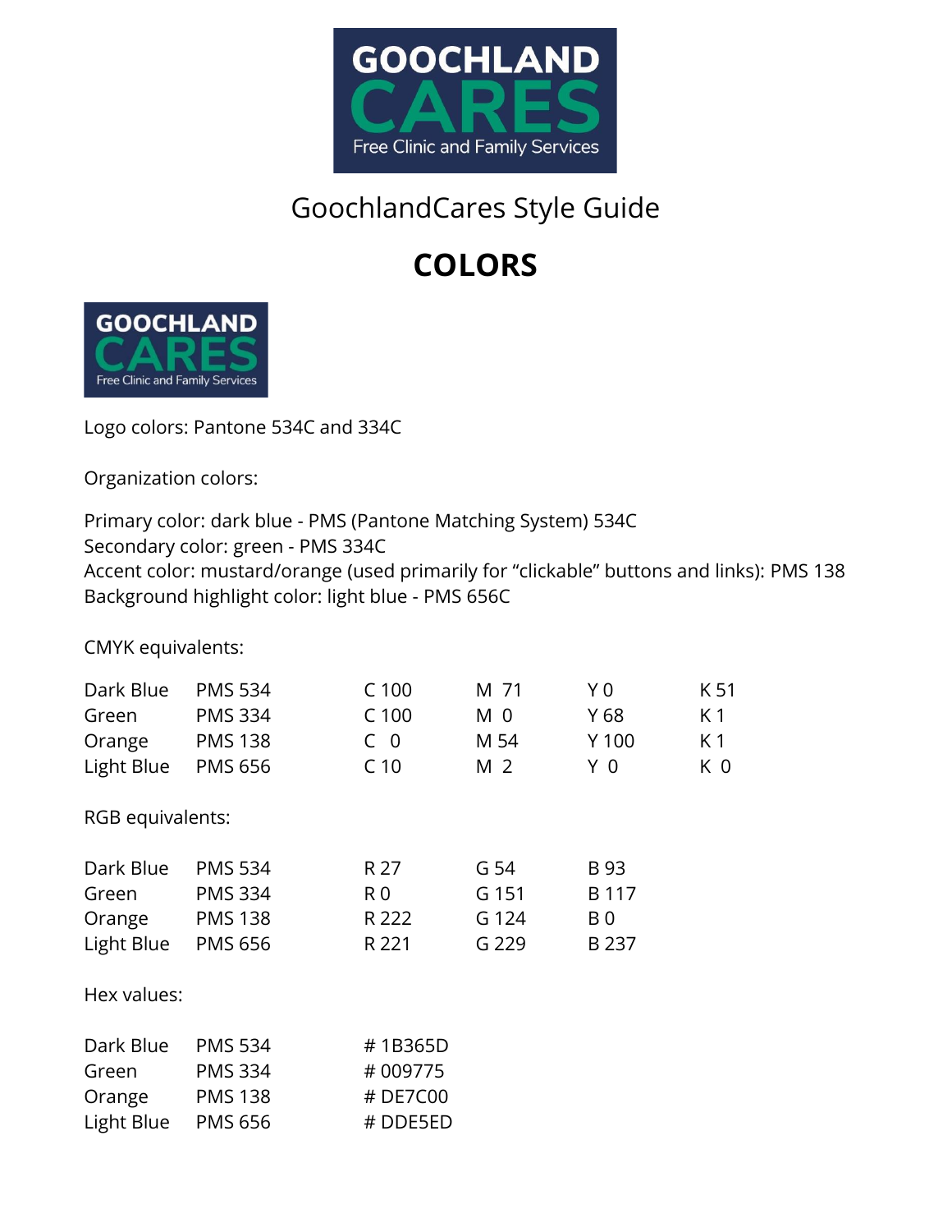GOOCHLAND CARES
Free Clinic and Family Services

# GoochlandCares Style Guide

## COLORS

GOOCHLAND CARES
Free Clinic and Family Services

Logo colors: Pantone 534C and 334C

Organization colors:

Primary color: dark blue - PMS (Pantone Matching System) 534C
Secondary color: green - PMS 334C
Accent color: mustard/orange (used primarily for "clickable" buttons and links): PMS 138
Background highlight color: light blue - PMS 656C

CMYK equivalents:

| | | | | | |
|---|---|---|---|---|---|
| Dark Blue | PMS 534 | C 100 | M 71 | Y 0 | K 51 |
| Green | PMS 334 | C 100 | M 0 | Y 68 | K 1 |
| Orange | PMS 138 | C 0 | M 54 | Y 100 | K 1 |
| Light Blue | PMS 656 | C 10 | M 2 | Y 0 | K 0 |

RGB equivalents:

| | | | | |
|---|---|---|---|---|
| Dark Blue | PMS 534 | R 27 | G 54 | B 93 |
| Green | PMS 334 | R 0 | G 151 | B 117 |
| Orange | PMS 138 | R 222 | G 124 | B 0 |
| Light Blue | PMS 656 | R 221 | G 229 | B 237 |

Hex values:

| | | |
|---|---|---|
| Dark Blue | PMS 534 | # 1B365D |
| Green | PMS 334 | # 009775 |
| Orange | PMS 138 | # DE7C00 |
| Light Blue | PMS 656 | # DDE5ED |